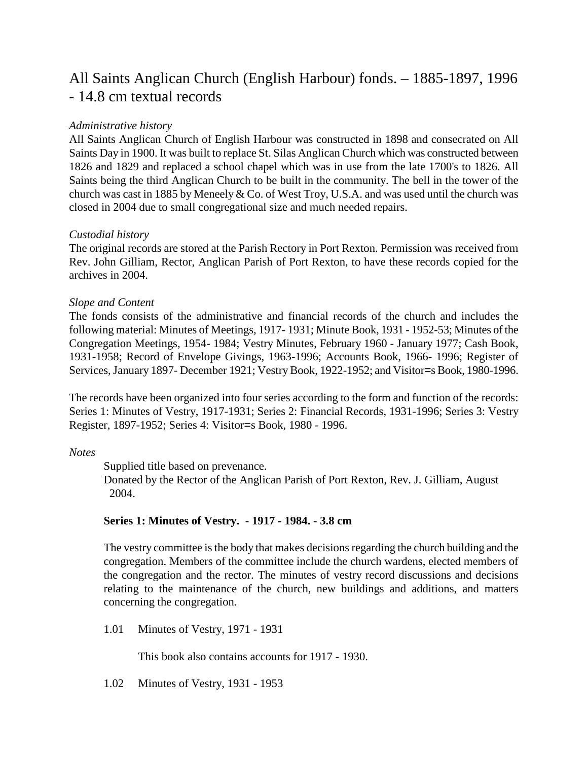# All Saints Anglican Church (English Harbour) fonds. – 1885-1897, 1996 - 14.8 cm textual records

*Administrative history*

All Saints Anglican Church of English Harbour was constructed in 1898 and consecrated on All Saints Day in 1900. It was built to replace St. Silas Anglican Church which was constructed between 1826 and 1829 and replaced a school chapel which was in use from the late 1700's to 1826. All Saints being the third Anglican Church to be built in the community. The bell in the tower of the church was cast in 1885 by Meneely & Co. of West Troy, U.S.A. and was used until the church was closed in 2004 due to small congregational size and much needed repairs.

*Custodial history*

The original records are stored at the Parish Rectory in Port Rexton. Permission was received from Rev. John Gilliam, Rector, Anglican Parish of Port Rexton, to have these records copied for the archives in 2004.

*Slope and Content*

The fonds consists of the administrative and financial records of the church and includes the following material: Minutes of Meetings, 1917- 1931; Minute Book, 1931 - 1952-53; Minutes of the Congregation Meetings, 1954- 1984; Vestry Minutes, February 1960 - January 1977; Cash Book, 1931-1958; Record of Envelope Givings, 1963-1996; Accounts Book, 1966- 1996; Register of Services, January 1897- December 1921; Vestry Book, 1922-1952; and Visitor=s Book, 1980-1996.

The records have been organized into four series according to the form and function of the records: Series 1: Minutes of Vestry, 1917-1931; Series 2: Financial Records, 1931-1996; Series 3: Vestry Register, 1897-1952; Series 4: Visitor=s Book, 1980 - 1996.

*Notes*

Supplied title based on prevenance.
Donated by the Rector of the Anglican Parish of Port Rexton, Rev. J. Gilliam, August 2004.

**Series 1: Minutes of Vestry. - 1917 - 1984. - 3.8 cm**

The vestry committee is the body that makes decisions regarding the church building and the congregation. Members of the committee include the church wardens, elected members of the congregation and the rector. The minutes of vestry record discussions and decisions relating to the maintenance of the church, new buildings and additions, and matters concerning the congregation.

1.01 Minutes of Vestry, 1971 - 1931

This book also contains accounts for 1917 - 1930.

1.02 Minutes of Vestry, 1931 - 1953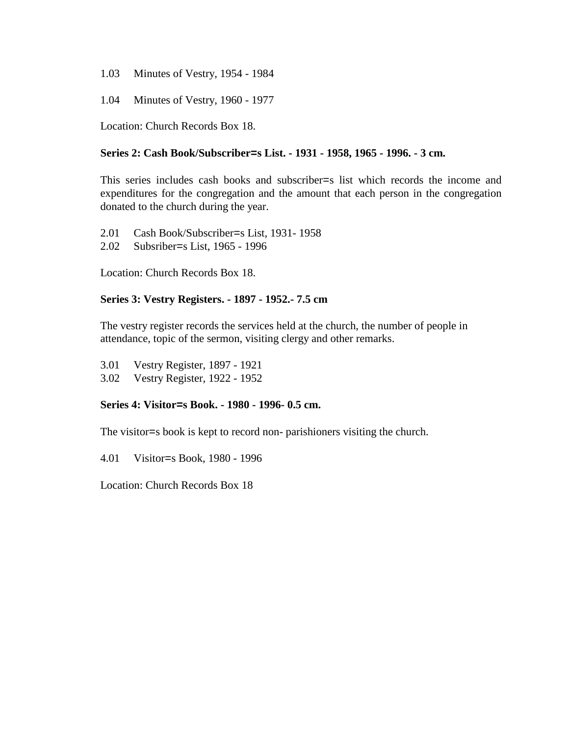1.03 Minutes of Vestry, 1954 - 1984

1.04 Minutes of Vestry, 1960 - 1977

Location: Church Records Box 18.

**Series 2: Cash Book/Subscriber=s List. - 1931 - 1958, 1965 - 1996. - 3 cm.**

This series includes cash books and subscriber=s list which records the income and expenditures for the congregation and the amount that each person in the congregation donated to the church during the year.

2.01 Cash Book/Subscriber=s List, 1931- 1958
2.02 Subsriber=s List, 1965 - 1996

Location: Church Records Box 18.

**Series 3: Vestry Registers. - 1897 - 1952.- 7.5 cm**

The vestry register records the services held at the church, the number of people in attendance, topic of the sermon, visiting clergy and other remarks.

3.01 Vestry Register, 1897 - 1921
3.02 Vestry Register, 1922 - 1952

**Series 4: Visitor=s Book. - 1980 - 1996- 0.5 cm.**

The visitor=s book is kept to record non- parishioners visiting the church.

4.01 Visitor=s Book, 1980 - 1996

Location: Church Records Box 18